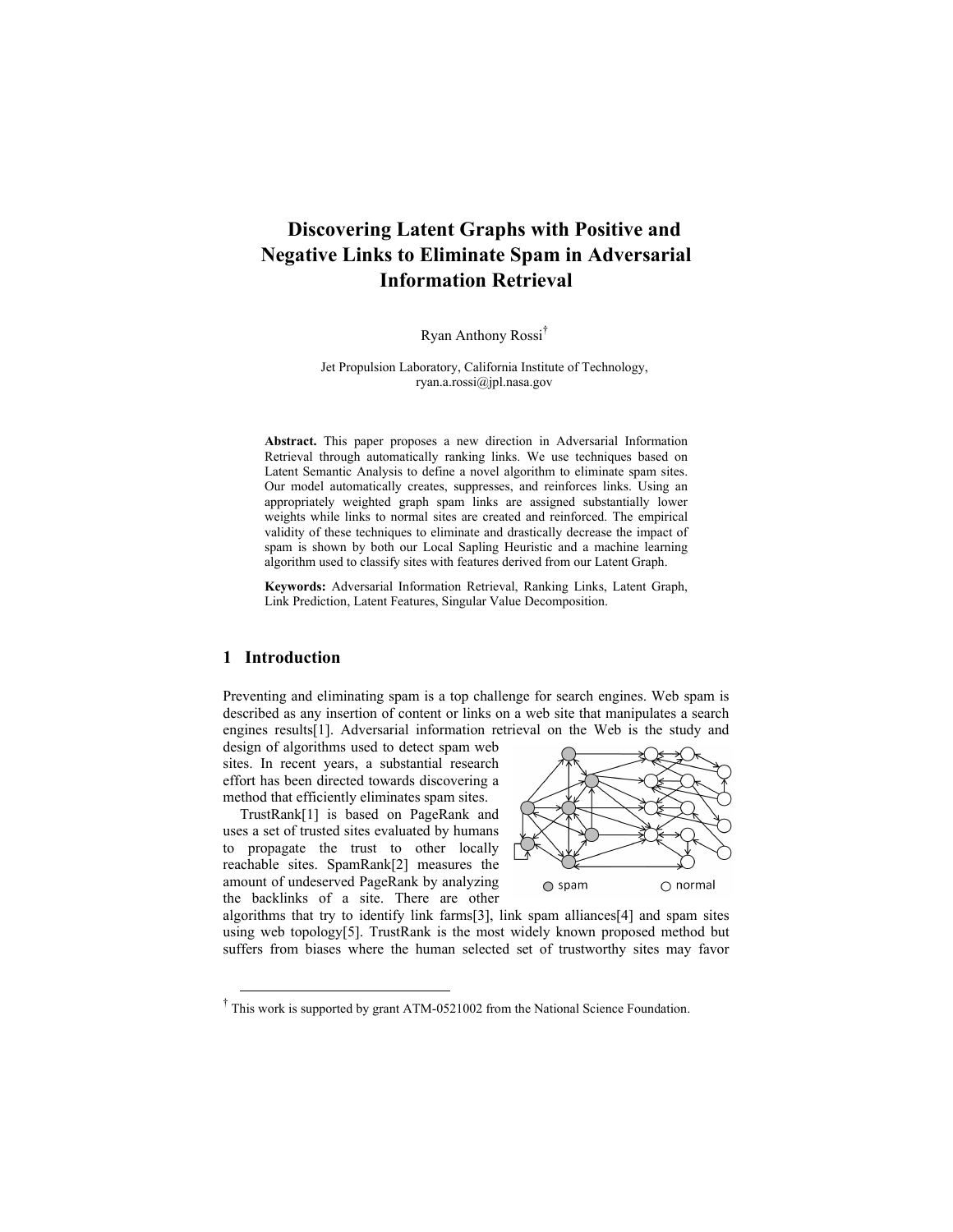# Discovering Latent Graphs with Positive and Negative Links to Eliminate Spam in Adversarial Information Retrieval

Ryan Anthony Rossi†

Jet Propulsion Laboratory, California Institute of Technology,
ryan.a.rossi@jpl.nasa.gov

**Abstract.** This paper proposes a new direction in Adversarial Information Retrieval through automatically ranking links. We use techniques based on Latent Semantic Analysis to define a novel algorithm to eliminate spam sites. Our model automatically creates, suppresses, and reinforces links. Using an appropriately weighted graph spam links are assigned substantially lower weights while links to normal sites are created and reinforced. The empirical validity of these techniques to eliminate and drastically decrease the impact of spam is shown by both our Local Sapling Heuristic and a machine learning algorithm used to classify sites with features derived from our Latent Graph.

**Keywords:** Adversarial Information Retrieval, Ranking Links, Latent Graph, Link Prediction, Latent Features, Singular Value Decomposition.

## 1 Introduction

Preventing and eliminating spam is a top challenge for search engines. Web spam is described as any insertion of content or links on a web site that manipulates a search engines results[1]. Adversarial information retrieval on the Web is the study and design of algorithms used to detect spam web sites. In recent years, a substantial research effort has been directed towards discovering a method that efficiently eliminates spam sites.

TrustRank[1] is based on PageRank and uses a set of trusted sites evaluated by humans to propagate the trust to other locally reachable sites. SpamRank[2] measures the amount of undeserved PageRank by analyzing the backlinks of a site. There are other algorithms that try to identify link farms[3], link spam alliances[4] and spam sites using web topology[5]. TrustRank is the most widely known proposed method but suffers from biases where the human selected set of trustworthy sites may favor

† This work is supported by grant ATM-0521002 from the National Science Foundation.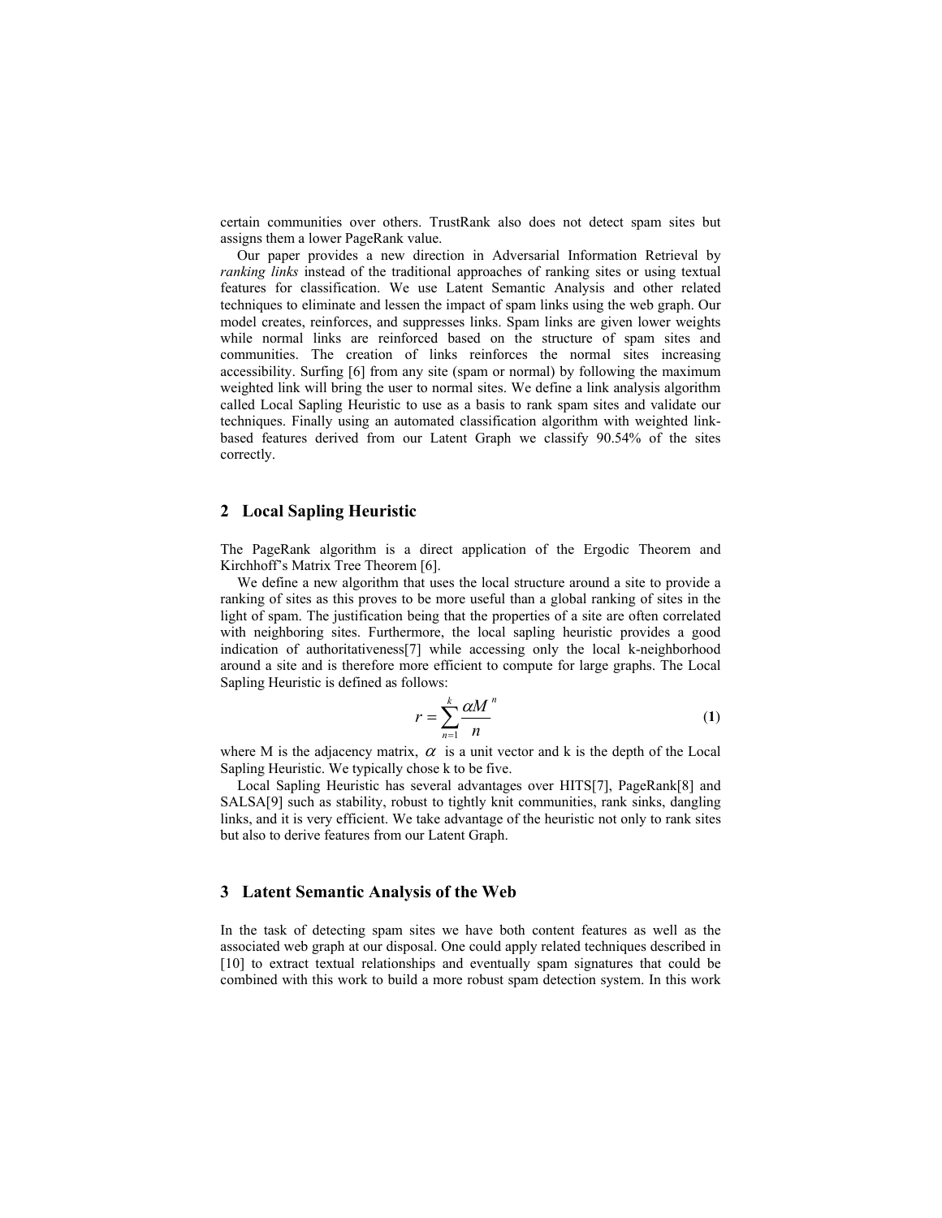certain communities over others. TrustRank also does not detect spam sites but assigns them a lower PageRank value.

Our paper provides a new direction in Adversarial Information Retrieval by *ranking links* instead of the traditional approaches of ranking sites or using textual features for classification. We use Latent Semantic Analysis and other related techniques to eliminate and lessen the impact of spam links using the web graph. Our model creates, reinforces, and suppresses links. Spam links are given lower weights while normal links are reinforced based on the structure of spam sites and communities. The creation of links reinforces the normal sites increasing accessibility. Surfing [6] from any site (spam or normal) by following the maximum weighted link will bring the user to normal sites. We define a link analysis algorithm called Local Sapling Heuristic to use as a basis to rank spam sites and validate our techniques. Finally using an automated classification algorithm with weighted link-based features derived from our Latent Graph we classify 90.54% of the sites correctly.

## 2 Local Sapling Heuristic

The PageRank algorithm is a direct application of the Ergodic Theorem and Kirchhoff's Matrix Tree Theorem [6].

We define a new algorithm that uses the local structure around a site to provide a ranking of sites as this proves to be more useful than a global ranking of sites in the light of spam. The justification being that the properties of a site are often correlated with neighboring sites. Furthermore, the local sapling heuristic provides a good indication of authoritativeness[7] while accessing only the local k-neighborhood around a site and is therefore more efficient to compute for large graphs. The Local Sapling Heuristic is defined as follows:

$$r = \sum_{n=1}^{k} \frac{\alpha M^{n}}{n} \tag{1}$$

where M is the adjacency matrix, $\alpha$ is a unit vector and k is the depth of the Local Sapling Heuristic. We typically chose k to be five.

Local Sapling Heuristic has several advantages over HITS[7], PageRank[8] and SALSA[9] such as stability, robust to tightly knit communities, rank sinks, dangling links, and it is very efficient. We take advantage of the heuristic not only to rank sites but also to derive features from our Latent Graph.

## 3 Latent Semantic Analysis of the Web

In the task of detecting spam sites we have both content features as well as the associated web graph at our disposal. One could apply related techniques described in [10] to extract textual relationships and eventually spam signatures that could be combined with this work to build a more robust spam detection system. In this work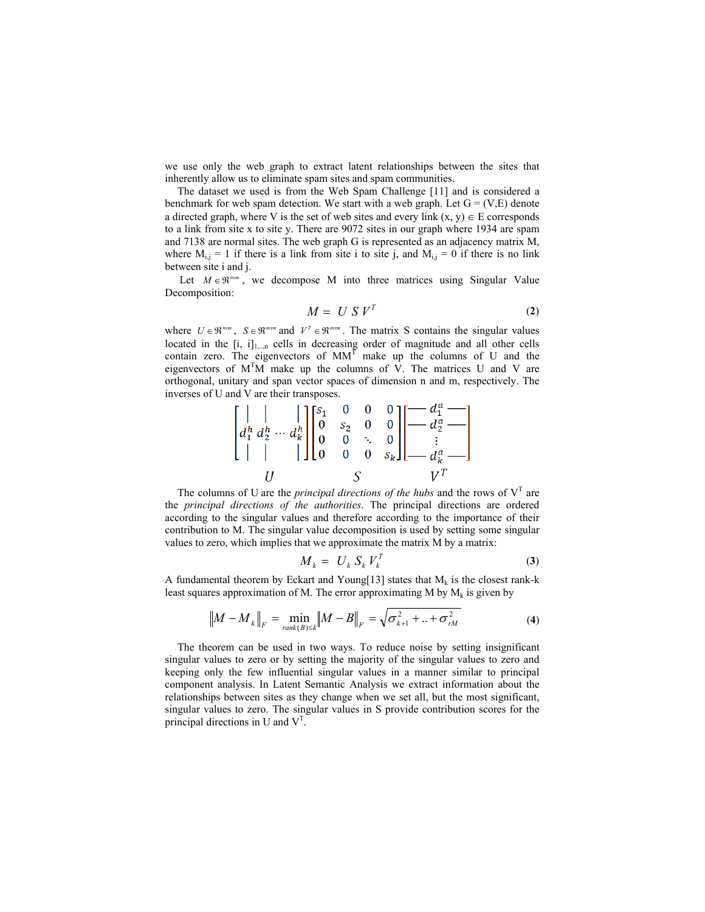we use only the web graph to extract latent relationships between the sites that inherently allow us to eliminate spam sites and spam communities.

The dataset we used is from the Web Spam Challenge [11] and is considered a benchmark for web spam detection. We start with a web graph. Let G = (V,E) denote a directed graph, where V is the set of web sites and every link $(x, y) \in E$ corresponds to a link from site x to site y. There are 9072 sites in our graph where 1934 are spam and 7138 are normal sites. The web graph G is represented as an adjacency matrix M, where $M_{i,j} = 1$ if there is a link from site i to site j, and $M_{i,j} = 0$ if there is no link between site i and j.

Let $M \in \Re^{nxm}$, we decompose M into three matrices using Singular Value Decomposition:

$$M = U\, S\, V^T \tag{2}$$

where $U \in \Re^{nxm}$, $S \in \Re^{mxm}$ and $V^T \in \Re^{mxm}$. The matrix S contains the singular values located in the $[i, i]_{1,\ldots,n}$ cells in decreasing order of magnitude and all other cells contain zero. The eigenvectors of $MM^T$ make up the columns of U and the eigenvectors of $M^TM$ make up the columns of V. The matrices U and V are orthogonal, unitary and span vector spaces of dimension n and m, respectively. The inverses of U and V are their transposes.

$$\underbrace{\begin{bmatrix} | & | & & | \\ d_1^h & d_2^h & \cdots & d_k^h \\ | & | & & | \end{bmatrix}}_{U} \underbrace{\begin{bmatrix} s_1 & 0 & 0 & 0 \\ 0 & s_2 & 0 & 0 \\ 0 & 0 & \ddots & 0 \\ 0 & 0 & 0 & s_k \end{bmatrix}}_{S} \underbrace{\begin{bmatrix} — & d_1^a & — \\ — & d_2^a & — \\ & \vdots & \\ — & d_k^a & — \end{bmatrix}}_{V^T}$$

The columns of U are the *principal directions of the hubs* and the rows of $V^T$ are the *principal directions of the authorities*. The principal directions are ordered according to the singular values and therefore according to the importance of their contribution to M. The singular value decomposition is used by setting some singular values to zero, which implies that we approximate the matrix M by a matrix:

$$M_k = U_k\, S_k\, V_k^T \tag{3}$$

A fundamental theorem by Eckart and Young[13] states that $M_k$ is the closest rank-k least squares approximation of M. The error approximating M by $M_k$ is given by

$$\|M - M_k\|_F = \min_{rank(B) \le k} \|M - B\|_F = \sqrt{\sigma_{k+1}^2 + .. + \sigma_{rM}^2} \tag{4}$$

The theorem can be used in two ways. To reduce noise by setting insignificant singular values to zero or by setting the majority of the singular values to zero and keeping only the few influential singular values in a manner similar to principal component analysis. In Latent Semantic Analysis we extract information about the relationships between sites as they change when we set all, but the most significant, singular values to zero. The singular values in S provide contribution scores for the principal directions in U and $V^T$.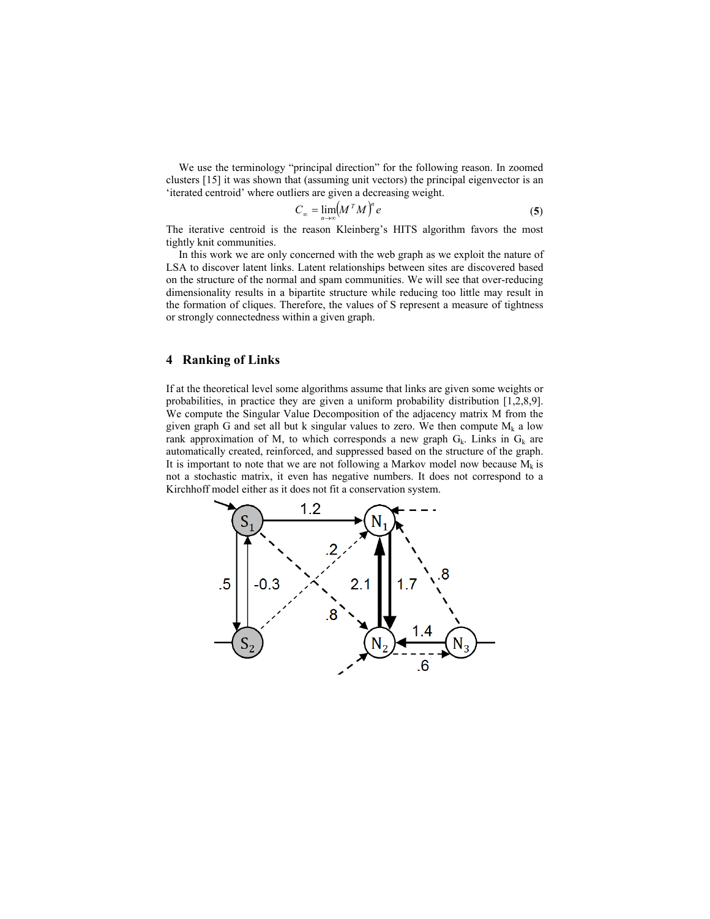We use the terminology "principal direction" for the following reason. In zoomed clusters [15] it was shown that (assuming unit vectors) the principal eigenvector is an 'iterated centroid' where outliers are given a decreasing weight.

$$C_{\infty} = \lim_{n \to \infty} \left(M^T M\right)^n e \tag{5}$$

The iterative centroid is the reason Kleinberg's HITS algorithm favors the most tightly knit communities.

In this work we are only concerned with the web graph as we exploit the nature of LSA to discover latent links. Latent relationships between sites are discovered based on the structure of the normal and spam communities. We will see that over-reducing dimensionality results in a bipartite structure while reducing too little may result in the formation of cliques. Therefore, the values of S represent a measure of tightness or strongly connectedness within a given graph.

## 4 Ranking of Links

If at the theoretical level some algorithms assume that links are given some weights or probabilities, in practice they are given a uniform probability distribution [1,2,8,9]. We compute the Singular Value Decomposition of the adjacency matrix M from the given graph G and set all but k singular values to zero. We then compute $M_k$ a low rank approximation of M, to which corresponds a new graph $G_k$. Links in $G_k$ are automatically created, reinforced, and suppressed based on the structure of the graph. It is important to note that we are not following a Markov model now because $M_k$ is not a stochastic matrix, it even has negative numbers. It does not correspond to a Kirchhoff model either as it does not fit a conservation system.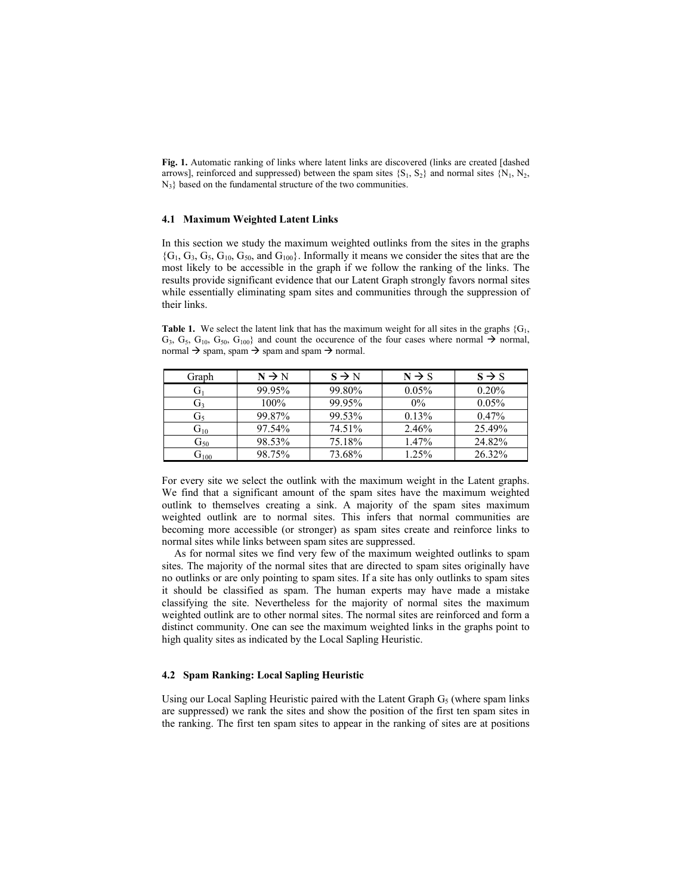**Fig. 1.** Automatic ranking of links where latent links are discovered (links are created [dashed arrows], reinforced and suppressed) between the spam sites $\{S_1, S_2\}$ and normal sites $\{N_1, N_2, N_3\}$ based on the fundamental structure of the two communities.

### 4.1 Maximum Weighted Latent Links

In this section we study the maximum weighted outlinks from the sites in the graphs $\{G_1, G_3, G_5, G_{10}, G_{50}, \text{and } G_{100}\}$. Informally it means we consider the sites that are the most likely to be accessible in the graph if we follow the ranking of the links. The results provide significant evidence that our Latent Graph strongly favors normal sites while essentially eliminating spam sites and communities through the suppression of their links.

**Table 1.** We select the latent link that has the maximum weight for all sites in the graphs $\{G_1, G_3, G_5, G_{10}, G_{50}, G_{100}\}$ and count the occurence of the four cases where normal → normal, normal → spam, spam → spam and spam → normal.

| Graph | N → N | S → N | N → S | S → S |
|---|---|---|---|---|
| $G_1$ | 99.95% | 99.80% | 0.05% | 0.20% |
| $G_3$ | 100% | 99.95% | 0% | 0.05% |
| $G_5$ | 99.87% | 99.53% | 0.13% | 0.47% |
| $G_{10}$ | 97.54% | 74.51% | 2.46% | 25.49% |
| $G_{50}$ | 98.53% | 75.18% | 1.47% | 24.82% |
| $G_{100}$ | 98.75% | 73.68% | 1.25% | 26.32% |

For every site we select the outlink with the maximum weight in the Latent graphs. We find that a significant amount of the spam sites have the maximum weighted outlink to themselves creating a sink. A majority of the spam sites maximum weighted outlink are to normal sites. This infers that normal communities are becoming more accessible (or stronger) as spam sites create and reinforce links to normal sites while links between spam sites are suppressed.

As for normal sites we find very few of the maximum weighted outlinks to spam sites. The majority of the normal sites that are directed to spam sites originally have no outlinks or are only pointing to spam sites. If a site has only outlinks to spam sites it should be classified as spam. The human experts may have made a mistake classifying the site. Nevertheless for the majority of normal sites the maximum weighted outlink are to other normal sites. The normal sites are reinforced and form a distinct community. One can see the maximum weighted links in the graphs point to high quality sites as indicated by the Local Sapling Heuristic.

### 4.2 Spam Ranking: Local Sapling Heuristic

Using our Local Sapling Heuristic paired with the Latent Graph $G_5$ (where spam links are suppressed) we rank the sites and show the position of the first ten spam sites in the ranking. The first ten spam sites to appear in the ranking of sites are at positions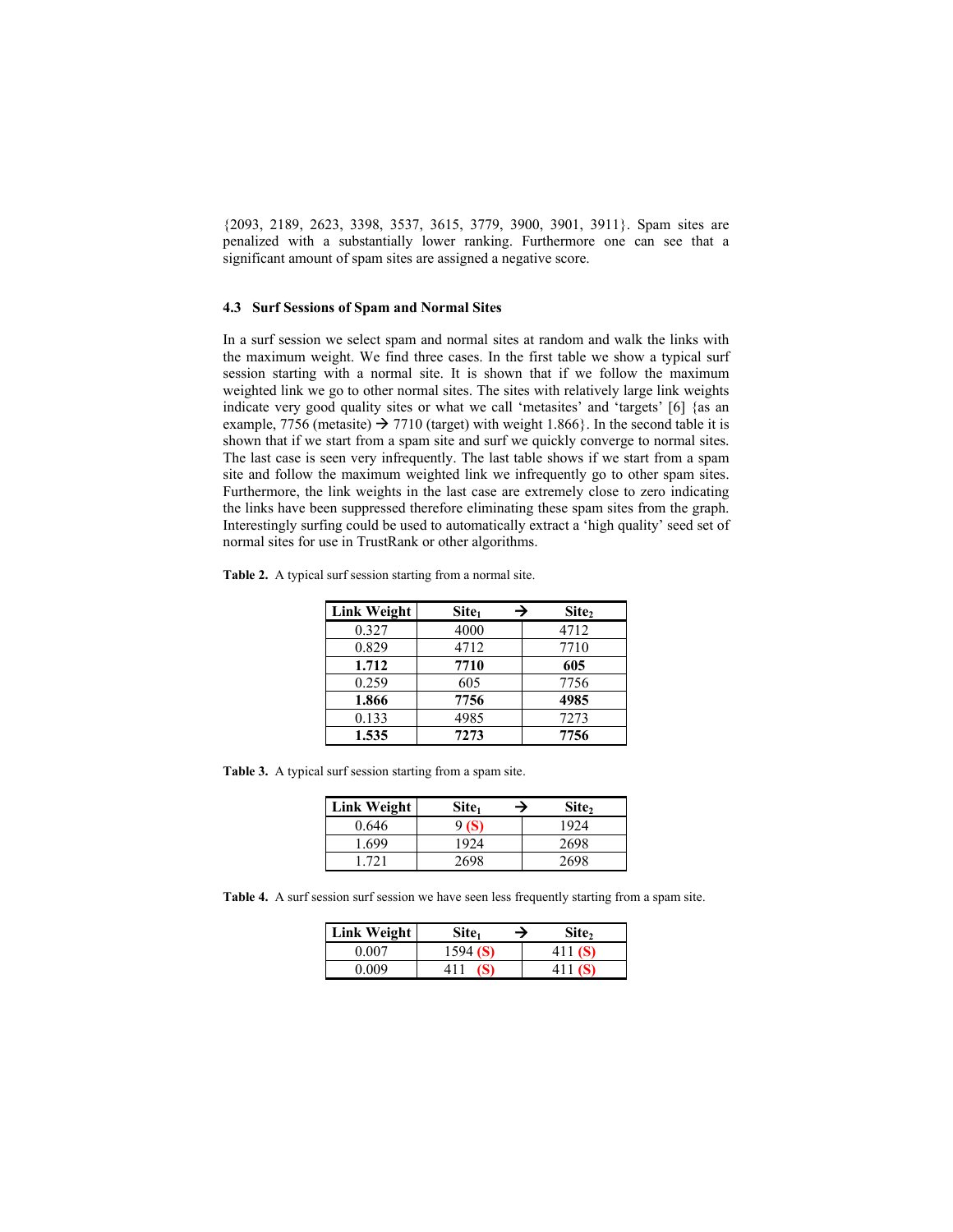{2093, 2189, 2623, 3398, 3537, 3615, 3779, 3900, 3901, 3911}. Spam sites are penalized with a substantially lower ranking. Furthermore one can see that a significant amount of spam sites are assigned a negative score.

### 4.3 Surf Sessions of Spam and Normal Sites

In a surf session we select spam and normal sites at random and walk the links with the maximum weight. We find three cases. In the first table we show a typical surf session starting with a normal site. It is shown that if we follow the maximum weighted link we go to other normal sites. The sites with relatively large link weights indicate very good quality sites or what we call 'metasites' and 'targets' [6] {as an example, 7756 (metasite) → 7710 (target) with weight 1.866}. In the second table it is shown that if we start from a spam site and surf we quickly converge to normal sites. The last case is seen very infrequently. The last table shows if we start from a spam site and follow the maximum weighted link we infrequently go to other spam sites. Furthermore, the link weights in the last case are extremely close to zero indicating the links have been suppressed therefore eliminating these spam sites from the graph. Interestingly surfing could be used to automatically extract a 'high quality' seed set of normal sites for use in TrustRank or other algorithms.

**Table 2.** A typical surf session starting from a normal site.

| Link Weight | $Site_1$ → | $Site_2$ |
|---|---|---|
| 0.327 | 4000 | 4712 |
| 0.829 | 4712 | 7710 |
| **1.712** | **7710** | **605** |
| 0.259 | 605 | 7756 |
| **1.866** | **7756** | **4985** |
| 0.133 | 4985 | 7273 |
| **1.535** | **7273** | **7756** |

**Table 3.** A typical surf session starting from a spam site.

| Link Weight | $Site_1$ → | $Site_2$ |
|---|---|---|
| 0.646 | 9 **(S)** | 1924 |
| 1.699 | 1924 | 2698 |
| 1.721 | 2698 | 2698 |

**Table 4.** A surf session surf session we have seen less frequently starting from a spam site.

| Link Weight | $Site_1$ → | $Site_2$ |
|---|---|---|
| 0.007 | 1594 **(S)** | 411 **(S)** |
| 0.009 | 411 **(S)** | 411 **(S)** |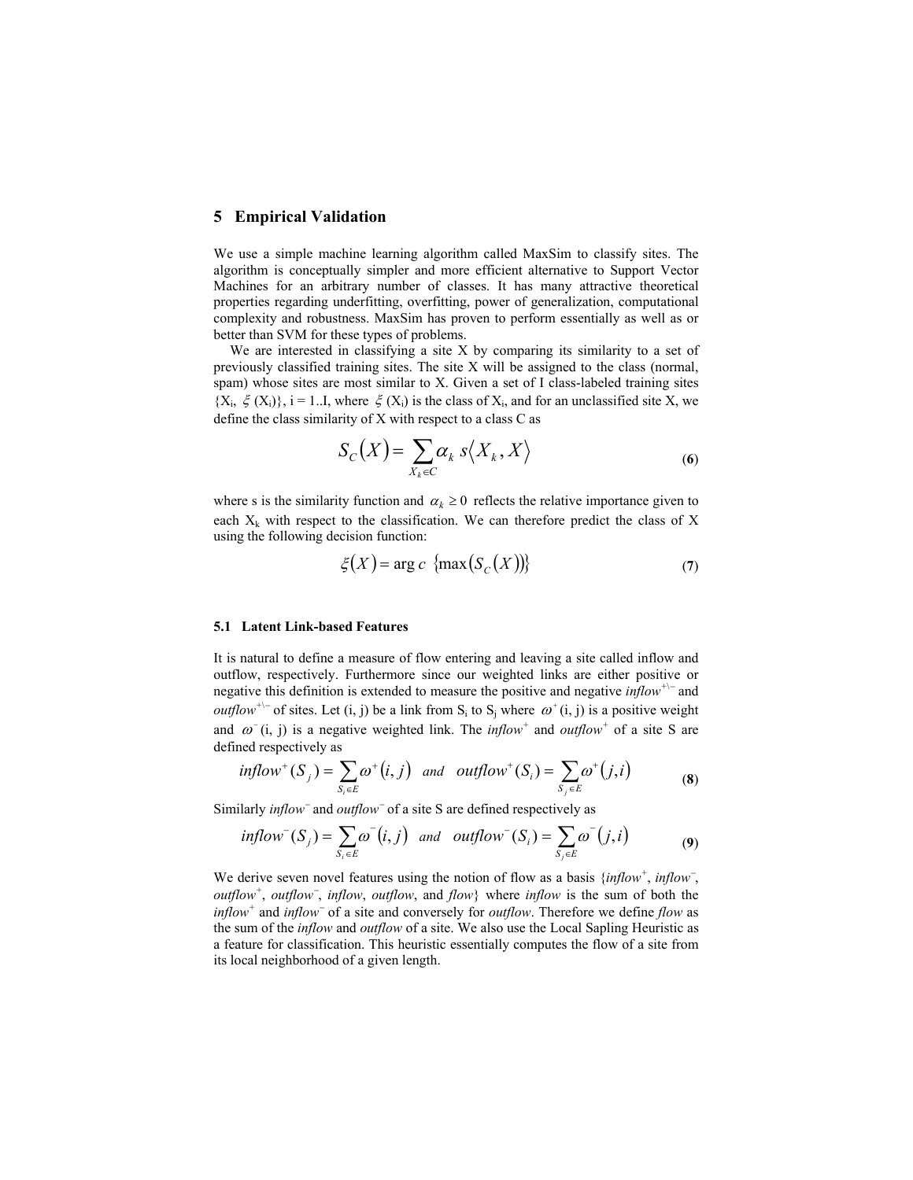## 5 Empirical Validation

We use a simple machine learning algorithm called MaxSim to classify sites. The algorithm is conceptually simpler and more efficient alternative to Support Vector Machines for an arbitrary number of classes. It has many attractive theoretical properties regarding underfitting, overfitting, power of generalization, computational complexity and robustness. MaxSim has proven to perform essentially as well as or better than SVM for these types of problems.

We are interested in classifying a site X by comparing its similarity to a set of previously classified training sites. The site X will be assigned to the class (normal, spam) whose sites are most similar to X. Given a set of I class-labeled training sites $\{X_i, \xi(X_i)\}$, i = 1..I, where $\xi(X_i)$ is the class of $X_i$, and for an unclassified site X, we define the class similarity of X with respect to a class C as

$$S_C(X) = \sum_{X_k \in C} \alpha_k \, s\langle X_k, X \rangle \tag{6}$$

where s is the similarity function and $\alpha_k \geq 0$ reflects the relative importance given to each $X_k$ with respect to the classification. We can therefore predict the class of X using the following decision function:

$$\xi(X) = \arg c \; \{\max(S_C(X))\} \tag{7}$$

### 5.1 Latent Link-based Features

It is natural to define a measure of flow entering and leaving a site called inflow and outflow, respectively. Furthermore since our weighted links are either positive or negative this definition is extended to measure the positive and negative $inflow^{+\backslash-}$ and $outflow^{+\backslash-}$ of sites. Let (i, j) be a link from $S_i$ to $S_j$ where $\omega^+(i, j)$ is a positive weight and $\omega^-(i, j)$ is a negative weighted link. The $inflow^+$ and $outflow^+$ of a site S are defined respectively as

$$inflow^+(S_j) = \sum_{S_i \in E} \omega^+(i, j) \quad and \quad outflow^+(S_i) = \sum_{S_j \in E} \omega^+(j, i) \tag{8}$$

Similarly $inflow^-$ and $outflow^-$ of a site S are defined respectively as

$$inflow^-(S_j) = \sum_{S_i \in E} \omega^-(i, j) \quad and \quad outflow^-(S_i) = \sum_{S_j \in E} \omega^-(j, i) \tag{9}$$

We derive seven novel features using the notion of flow as a basis {$inflow^+$, $inflow^-$, $outflow^+$, $outflow^-$, *inflow*, *outflow*, and *flow*} where *inflow* is the sum of both the $inflow^+$ and $inflow^-$ of a site and conversely for *outflow*. Therefore we define *flow* as the sum of the *inflow* and *outflow* of a site. We also use the Local Sapling Heuristic as a feature for classification. This heuristic essentially computes the flow of a site from its local neighborhood of a given length.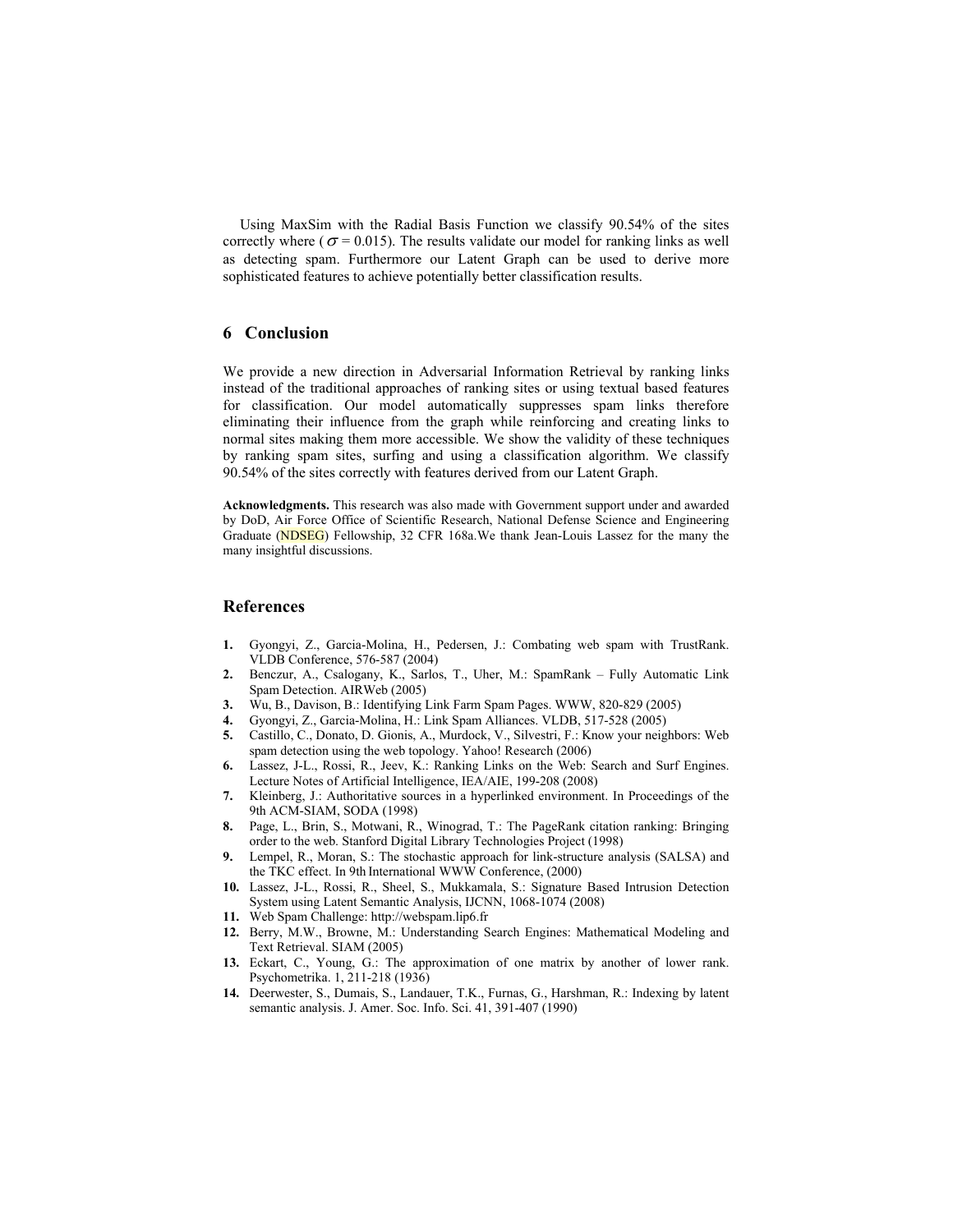Using MaxSim with the Radial Basis Function we classify 90.54% of the sites correctly where ( $\sigma$ = 0.015). The results validate our model for ranking links as well as detecting spam. Furthermore our Latent Graph can be used to derive more sophisticated features to achieve potentially better classification results.

## 6 Conclusion

We provide a new direction in Adversarial Information Retrieval by ranking links instead of the traditional approaches of ranking sites or using textual based features for classification. Our model automatically suppresses spam links therefore eliminating their influence from the graph while reinforcing and creating links to normal sites making them more accessible. We show the validity of these techniques by ranking spam sites, surfing and using a classification algorithm. We classify 90.54% of the sites correctly with features derived from our Latent Graph.

**Acknowledgments.** This research was also made with Government support under and awarded by DoD, Air Force Office of Scientific Research, National Defense Science and Engineering Graduate (NDSEG) Fellowship, 32 CFR 168a.We thank Jean-Louis Lassez for the many the many insightful discussions.

## References

1. Gyongyi, Z., Garcia-Molina, H., Pedersen, J.: Combating web spam with TrustRank. VLDB Conference, 576-587 (2004)
2. Benczur, A., Csalogany, K., Sarlos, T., Uher, M.: SpamRank – Fully Automatic Link Spam Detection. AIRWeb (2005)
3. Wu, B., Davison, B.: Identifying Link Farm Spam Pages. WWW, 820-829 (2005)
4. Gyongyi, Z., Garcia-Molina, H.: Link Spam Alliances. VLDB, 517-528 (2005)
5. Castillo, C., Donato, D. Gionis, A., Murdock, V., Silvestri, F.: Know your neighbors: Web spam detection using the web topology. Yahoo! Research (2006)
6. Lassez, J-L., Rossi, R., Jeev, K.: Ranking Links on the Web: Search and Surf Engines. Lecture Notes of Artificial Intelligence, IEA/AIE, 199-208 (2008)
7. Kleinberg, J.: Authoritative sources in a hyperlinked environment. In Proceedings of the 9th ACM-SIAM, SODA (1998)
8. Page, L., Brin, S., Motwani, R., Winograd, T.: The PageRank citation ranking: Bringing order to the web. Stanford Digital Library Technologies Project (1998)
9. Lempel, R., Moran, S.: The stochastic approach for link-structure analysis (SALSA) and the TKC effect. In 9th International WWW Conference, (2000)
10. Lassez, J-L., Rossi, R., Sheel, S., Mukkamala, S.: Signature Based Intrusion Detection System using Latent Semantic Analysis, IJCNN, 1068-1074 (2008)
11. Web Spam Challenge: http://webspam.lip6.fr
12. Berry, M.W., Browne, M.: Understanding Search Engines: Mathematical Modeling and Text Retrieval. SIAM (2005)
13. Eckart, C., Young, G.: The approximation of one matrix by another of lower rank. Psychometrika. 1, 211-218 (1936)
14. Deerwester, S., Dumais, S., Landauer, T.K., Furnas, G., Harshman, R.: Indexing by latent semantic analysis. J. Amer. Soc. Info. Sci. 41, 391-407 (1990)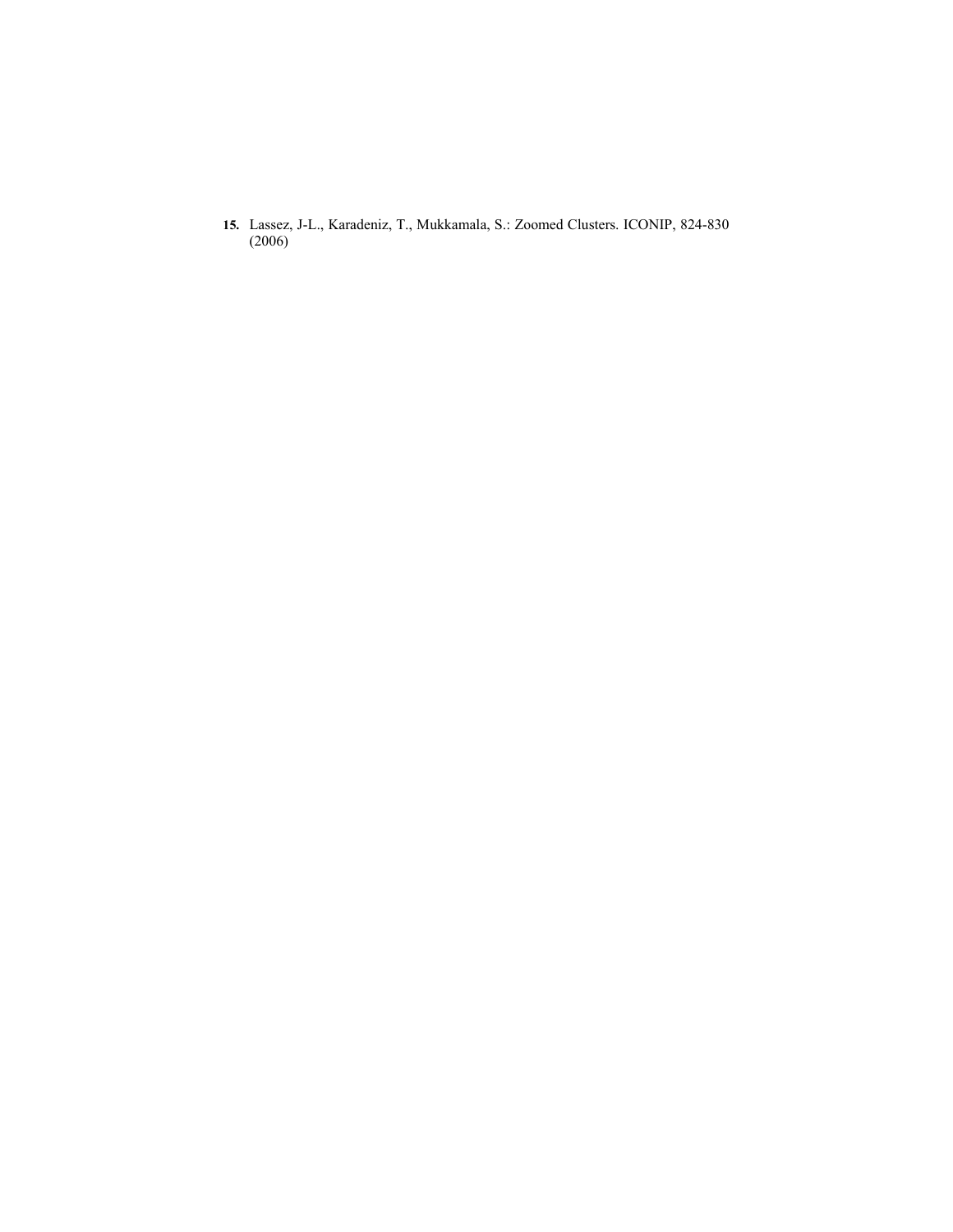15. Lassez, J-L., Karadeniz, T., Mukkamala, S.: Zoomed Clusters. ICONIP, 824-830 (2006)